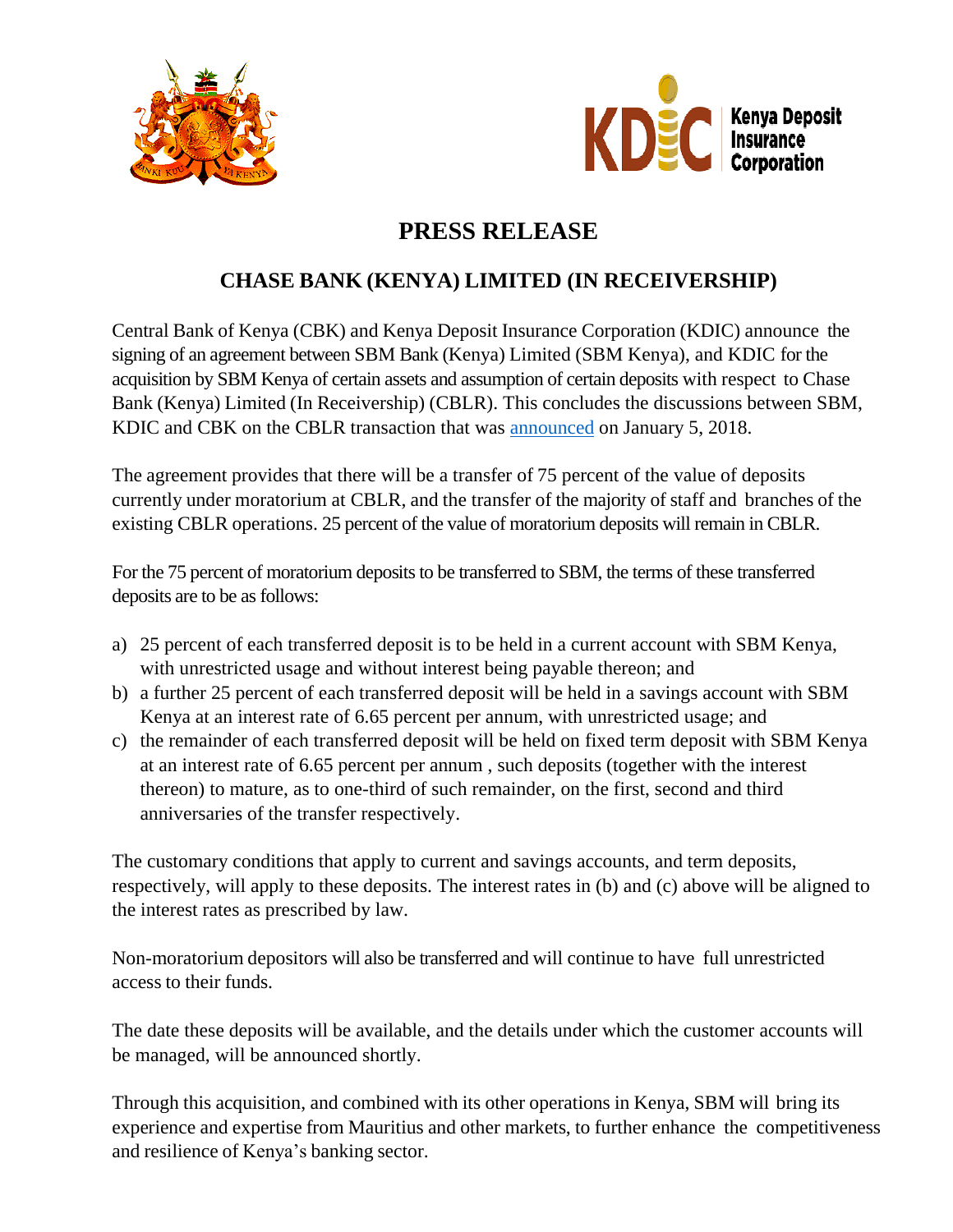# PRESS RELEASE

## CHASE BANK (KENYA) LIMITED (IN RECEIVERSHIP)

Central Bank of Kenya (CBK) and Kenya Deposit Insurance Corporation (KDIC) announce the signing of an agreement between SBM Bank (Kenya) Limited (SBM Kenya), and KDIC for the acquisition by SBM Kenya of certain assets and assumption of certain deposits with respect to Chase Bank (Kenya) Limited (In Receivership) (CBLR). This concludes the discussions between SBM, KDIC and CBK on the CBLR transaction that was announced on January 5, 2018.

The agreement provides that there will be a transfer of 75 percent of the value of deposits currently under moratorium at CBLR, and the transfer of the majority of staff and branches of the existing CBLR operations. 25 percent of the value of moratorium deposits will remain in CBLR.

For the 75 percent of moratorium deposits to be transferred to SBM, the terms of these transferred deposits are to be as follows:

a) 25 percent of each transferred deposit is to be held in a current account with SBM Kenya, with unrestricted usage and without interest being payable thereon; and
b) a further 25 percent of each transferred deposit will be held in a savings account with SBM Kenya at an interest rate of 6.65 percent per annum, with unrestricted usage; and
c) the remainder of each transferred deposit will be held on fixed term deposit with SBM Kenya at an interest rate of 6.65 percent per annum , such deposits (together with the interest thereon) to mature, as to one-third of such remainder, on the first, second and third anniversaries of the transfer respectively.

The customary conditions that apply to current and savings accounts, and term deposits, respectively, will apply to these deposits. The interest rates in (b) and (c) above will be aligned to the interest rates as prescribed by law.

Non-moratorium depositors will also be transferred and will continue to have full unrestricted access to their funds.

The date these deposits will be available, and the details under which the customer accounts will be managed, will be announced shortly.

Through this acquisition, and combined with its other operations in Kenya, SBM will bring its experience and expertise from Mauritius and other markets, to further enhance the competitiveness and resilience of Kenya's banking sector.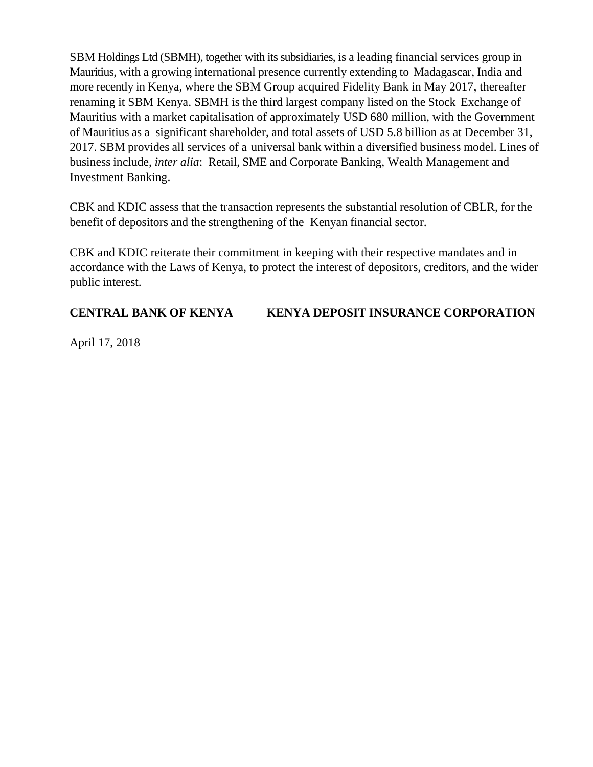SBM Holdings Ltd (SBMH), together with its subsidiaries, is a leading financial services group in Mauritius, with a growing international presence currently extending to Madagascar, India and more recently in Kenya, where the SBM Group acquired Fidelity Bank in May 2017, thereafter renaming it SBM Kenya. SBMH is the third largest company listed on the Stock Exchange of Mauritius with a market capitalisation of approximately USD 680 million, with the Government of Mauritius as a significant shareholder, and total assets of USD 5.8 billion as at December 31, 2017. SBM provides all services of a universal bank within a diversified business model. Lines of business include, *inter alia*: Retail, SME and Corporate Banking, Wealth Management and Investment Banking.

CBK and KDIC assess that the transaction represents the substantial resolution of CBLR, for the benefit of depositors and the strengthening of the Kenyan financial sector.

CBK and KDIC reiterate their commitment in keeping with their respective mandates and in accordance with the Laws of Kenya, to protect the interest of depositors, creditors, and the wider public interest.

**CENTRAL BANK OF KENYA KENYA DEPOSIT INSURANCE CORPORATION**

April 17, 2018